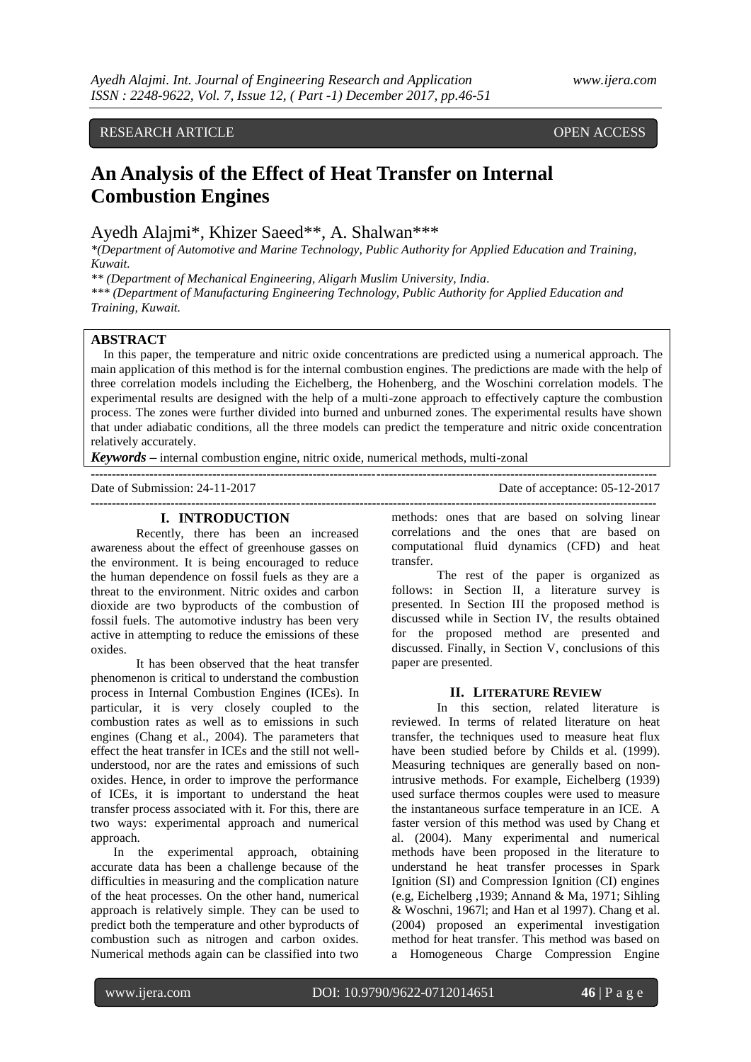RESEARCH ARTICLE OPEN ACCESS

# An Analysis of the Effect of Heat Transfer on Internal Combustion Engines

Ayedh Alajmi*, Khizer Saeed**, A. Shalwan***

*(Department of Automotive and Marine Technology, Public Authority for Applied Education and Training, Kuwait.

** (Department of Mechanical Engineering, Aligarh Muslim University, India.

*** (Department of Manufacturing Engineering Technology, Public Authority for Applied Education and Training, Kuwait.

## ABSTRACT

In this paper, the temperature and nitric oxide concentrations are predicted using a numerical approach. The main application of this method is for the internal combustion engines. The predictions are made with the help of three correlation models including the Eichelberg, the Hohenberg, and the Woschini correlation models. The experimental results are designed with the help of a multi-zone approach to effectively capture the combustion process. The zones were further divided into burned and unburned zones. The experimental results have shown that under adiabatic conditions, all the three models can predict the temperature and nitric oxide concentration relatively accurately.

***Keywords*** – internal combustion engine, nitric oxide, numerical methods, multi-zonal

---

Date of Submission: 24-11-2017 Date of acceptance: 05-12-2017

---

## I. INTRODUCTION

Recently, there has been an increased awareness about the effect of greenhouse gasses on the environment. It is being encouraged to reduce the human dependence on fossil fuels as they are a threat to the environment. Nitric oxides and carbon dioxide are two byproducts of the combustion of fossil fuels. The automotive industry has been very active in attempting to reduce the emissions of these oxides.

It has been observed that the heat transfer phenomenon is critical to understand the combustion process in Internal Combustion Engines (ICEs). In particular, it is very closely coupled to the combustion rates as well as to emissions in such engines (Chang et al., 2004). The parameters that effect the heat transfer in ICEs and the still not well-understood, nor are the rates and emissions of such oxides. Hence, in order to improve the performance of ICEs, it is important to understand the heat transfer process associated with it. For this, there are two ways: experimental approach and numerical approach.

In the experimental approach, obtaining accurate data has been a challenge because of the difficulties in measuring and the complication nature of the heat processes. On the other hand, numerical approach is relatively simple. They can be used to predict both the temperature and other byproducts of combustion such as nitrogen and carbon oxides. Numerical methods again can be classified into two methods: ones that are based on solving linear correlations and the ones that are based on computational fluid dynamics (CFD) and heat transfer.

The rest of the paper is organized as follows: in Section II, a literature survey is presented. In Section III the proposed method is discussed while in Section IV, the results obtained for the proposed method are presented and discussed. Finally, in Section V, conclusions of this paper are presented.

## II. LITERATURE REVIEW

In this section, related literature is reviewed. In terms of related literature on heat transfer, the techniques used to measure heat flux have been studied before by Childs et al. (1999). Measuring techniques are generally based on non-intrusive methods. For example, Eichelberg (1939) used surface thermos couples were used to measure the instantaneous surface temperature in an ICE. A faster version of this method was used by Chang et al. (2004). Many experimental and numerical methods have been proposed in the literature to understand he heat transfer processes in Spark Ignition (SI) and Compression Ignition (CI) engines (e.g, Eichelberg ,1939; Annand & Ma, 1971; Sihling & Woschni, 1967l; and Han et al 1997). Chang et al. (2004) proposed an experimental investigation method for heat transfer. This method was based on a Homogeneous Charge Compression Engine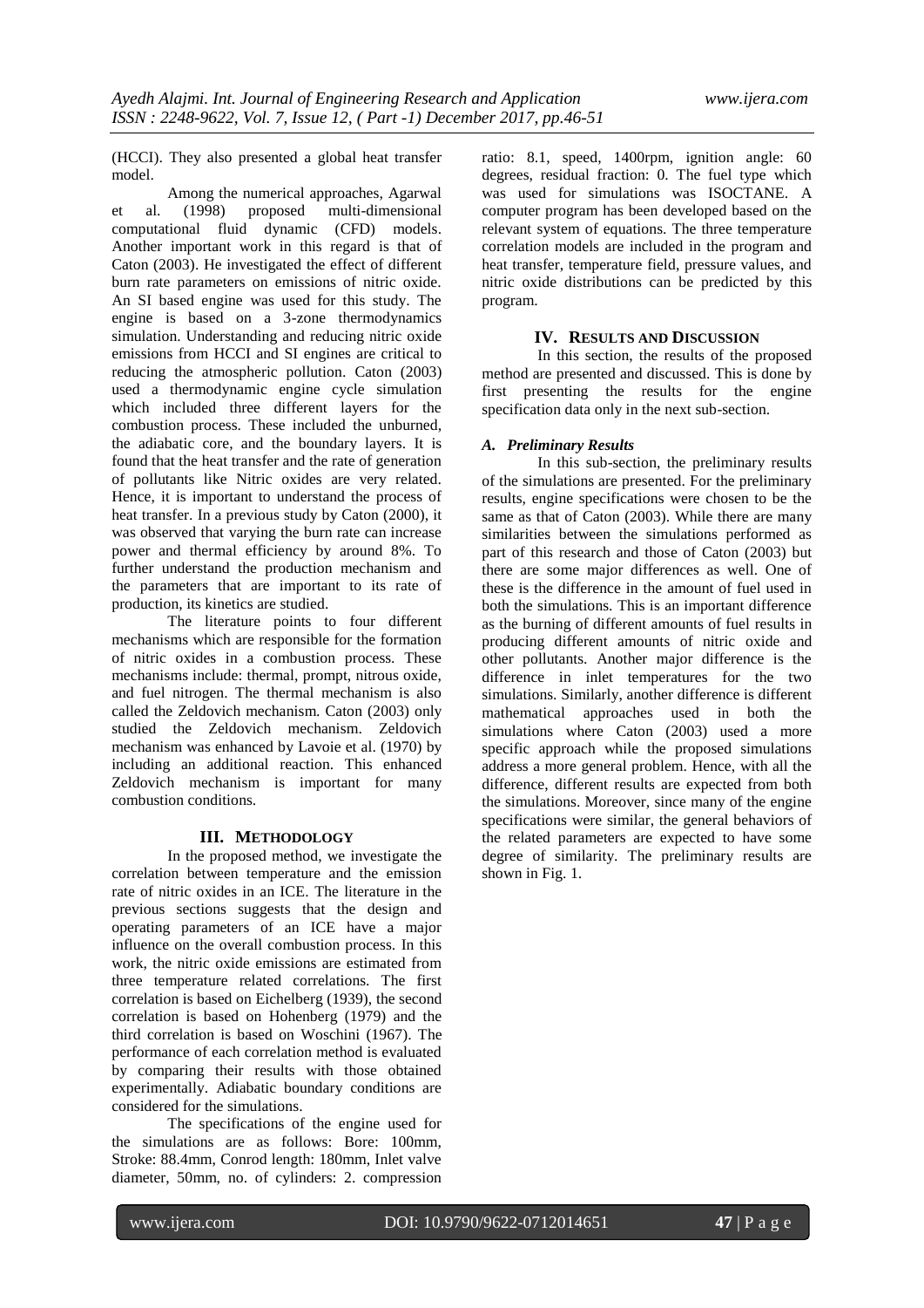(HCCI). They also presented a global heat transfer model.

Among the numerical approaches, Agarwal et al. (1998) proposed multi-dimensional computational fluid dynamic (CFD) models. Another important work in this regard is that of Caton (2003). He investigated the effect of different burn rate parameters on emissions of nitric oxide. An SI based engine was used for this study. The engine is based on a 3-zone thermodynamics simulation. Understanding and reducing nitric oxide emissions from HCCI and SI engines are critical to reducing the atmospheric pollution. Caton (2003) used a thermodynamic engine cycle simulation which included three different layers for the combustion process. These included the unburned, the adiabatic core, and the boundary layers. It is found that the heat transfer and the rate of generation of pollutants like Nitric oxides are very related. Hence, it is important to understand the process of heat transfer. In a previous study by Caton (2000), it was observed that varying the burn rate can increase power and thermal efficiency by around 8%. To further understand the production mechanism and the parameters that are important to its rate of production, its kinetics are studied.

The literature points to four different mechanisms which are responsible for the formation of nitric oxides in a combustion process. These mechanisms include: thermal, prompt, nitrous oxide, and fuel nitrogen. The thermal mechanism is also called the Zeldovich mechanism. Caton (2003) only studied the Zeldovich mechanism. Zeldovich mechanism was enhanced by Lavoie et al. (1970) by including an additional reaction. This enhanced Zeldovich mechanism is important for many combustion conditions.

## III. METHODOLOGY

In the proposed method, we investigate the correlation between temperature and the emission rate of nitric oxides in an ICE. The literature in the previous sections suggests that the design and operating parameters of an ICE have a major influence on the overall combustion process. In this work, the nitric oxide emissions are estimated from three temperature related correlations. The first correlation is based on Eichelberg (1939), the second correlation is based on Hohenberg (1979) and the third correlation is based on Woschini (1967). The performance of each correlation method is evaluated by comparing their results with those obtained experimentally. Adiabatic boundary conditions are considered for the simulations.

The specifications of the engine used for the simulations are as follows: Bore: 100mm, Stroke: 88.4mm, Conrod length: 180mm, Inlet valve diameter, 50mm, no. of cylinders: 2. compression ratio: 8.1, speed, 1400rpm, ignition angle: 60 degrees, residual fraction: 0. The fuel type which was used for simulations was ISOCTANE. A computer program has been developed based on the relevant system of equations. The three temperature correlation models are included in the program and heat transfer, temperature field, pressure values, and nitric oxide distributions can be predicted by this program.

## IV. RESULTS AND DISCUSSION

In this section, the results of the proposed method are presented and discussed. This is done by first presenting the results for the engine specification data only in the next sub-section.

### *A. Preliminary Results*

In this sub-section, the preliminary results of the simulations are presented. For the preliminary results, engine specifications were chosen to be the same as that of Caton (2003). While there are many similarities between the simulations performed as part of this research and those of Caton (2003) but there are some major differences as well. One of these is the difference in the amount of fuel used in both the simulations. This is an important difference as the burning of different amounts of fuel results in producing different amounts of nitric oxide and other pollutants. Another major difference is the difference in inlet temperatures for the two simulations. Similarly, another difference is different mathematical approaches used in both the simulations where Caton (2003) used a more specific approach while the proposed simulations address a more general problem. Hence, with all the difference, different results are expected from both the simulations. Moreover, since many of the engine specifications were similar, the general behaviors of the related parameters are expected to have some degree of similarity. The preliminary results are shown in Fig. 1.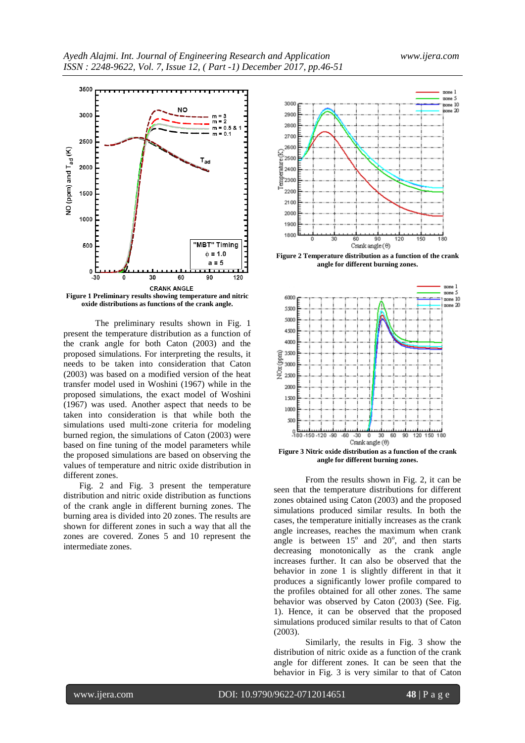**Figure 1 Preliminary results showing temperature and nitric oxide distributions as functions of the crank angle.**

The preliminary results shown in Fig. 1 present the temperature distribution as a function of the crank angle for both Caton (2003) and the proposed simulations. For interpreting the results, it needs to be taken into consideration that Caton (2003) was based on a modified version of the heat transfer model used in Woshini (1967) while in the proposed simulations, the exact model of Woshini (1967) was used. Another aspect that needs to be taken into consideration is that while both the simulations used multi-zone criteria for modeling burned region, the simulations of Caton (2003) were based on fine tuning of the model parameters while the proposed simulations are based on observing the values of temperature and nitric oxide distribution in different zones.

Fig. 2 and Fig. 3 present the temperature distribution and nitric oxide distribution as functions of the crank angle in different burning zones. The burning area is divided into 20 zones. The results are shown for different zones in such a way that all the zones are covered. Zones 5 and 10 represent the intermediate zones.

**Figure 2 Temperature distribution as a function of the crank angle for different burning zones.**

**Figure 3 Nitric oxide distribution as a function of the crank angle for different burning zones.**

From the results shown in Fig. 2, it can be seen that the temperature distributions for different zones obtained using Caton (2003) and the proposed simulations produced similar results. In both the cases, the temperature initially increases as the crank angle increases, reaches the maximum when crank angle is between 15° and 20°, and then starts decreasing monotonically as the crank angle increases further. It can also be observed that the behavior in zone 1 is slightly different in that it produces a significantly lower profile compared to the profiles obtained for all other zones. The same behavior was observed by Caton (2003) (See. Fig. 1). Hence, it can be observed that the proposed simulations produced similar results to that of Caton (2003).

Similarly, the results in Fig. 3 show the distribution of nitric oxide as a function of the crank angle for different zones. It can be seen that the behavior in Fig. 3 is very similar to that of Caton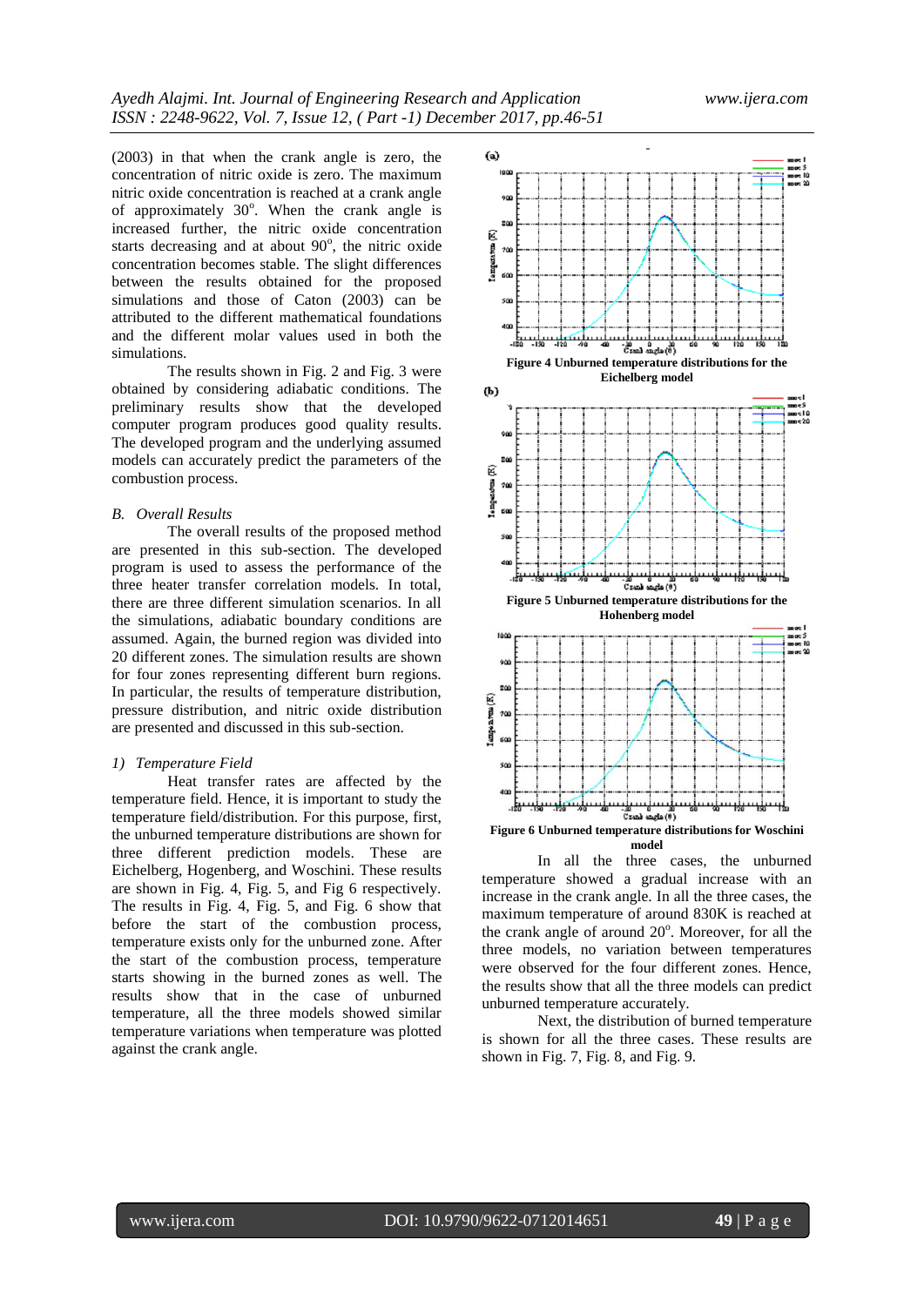(2003) in that when the crank angle is zero, the concentration of nitric oxide is zero. The maximum nitric oxide concentration is reached at a crank angle of approximately 30$^o$. When the crank angle is increased further, the nitric oxide concentration starts decreasing and at about 90$^o$, the nitric oxide concentration becomes stable. The slight differences between the results obtained for the proposed simulations and those of Caton (2003) can be attributed to the different mathematical foundations and the different molar values used in both the simulations.

The results shown in Fig. 2 and Fig. 3 were obtained by considering adiabatic conditions. The preliminary results show that the developed computer program produces good quality results. The developed program and the underlying assumed models can accurately predict the parameters of the combustion process.

### *B. Overall Results*

The overall results of the proposed method are presented in this sub-section. The developed program is used to assess the performance of the three heater transfer correlation models. In total, there are three different simulation scenarios. In all the simulations, adiabatic boundary conditions are assumed. Again, the burned region was divided into 20 different zones. The simulation results are shown for four zones representing different burn regions. In particular, the results of temperature distribution, pressure distribution, and nitric oxide distribution are presented and discussed in this sub-section.

#### *1) Temperature Field*

Heat transfer rates are affected by the temperature field. Hence, it is important to study the temperature field/distribution. For this purpose, first, the unburned temperature distributions are shown for three different prediction models. These are Eichelberg, Hogenberg, and Woschini. These results are shown in Fig. 4, Fig. 5, and Fig 6 respectively. The results in Fig. 4, Fig. 5, and Fig. 6 show that before the start of the combustion process, temperature exists only for the unburned zone. After the start of the combustion process, temperature starts showing in the burned zones as well. The results show that in the case of unburned temperature, all the three models showed similar temperature variations when temperature was plotted against the crank angle.

**Figure 4 Unburned temperature distributions for the Eichelberg model**

**Figure 5 Unburned temperature distributions for the Hohenberg model**

**Figure 6 Unburned temperature distributions for Woschini model**

In all the three cases, the unburned temperature showed a gradual increase with an increase in the crank angle. In all the three cases, the maximum temperature of around 830K is reached at the crank angle of around 20$^o$. Moreover, for all the three models, no variation between temperatures were observed for the four different zones. Hence, the results show that all the three models can predict unburned temperature accurately.

Next, the distribution of burned temperature is shown for all the three cases. These results are shown in Fig. 7, Fig. 8, and Fig. 9.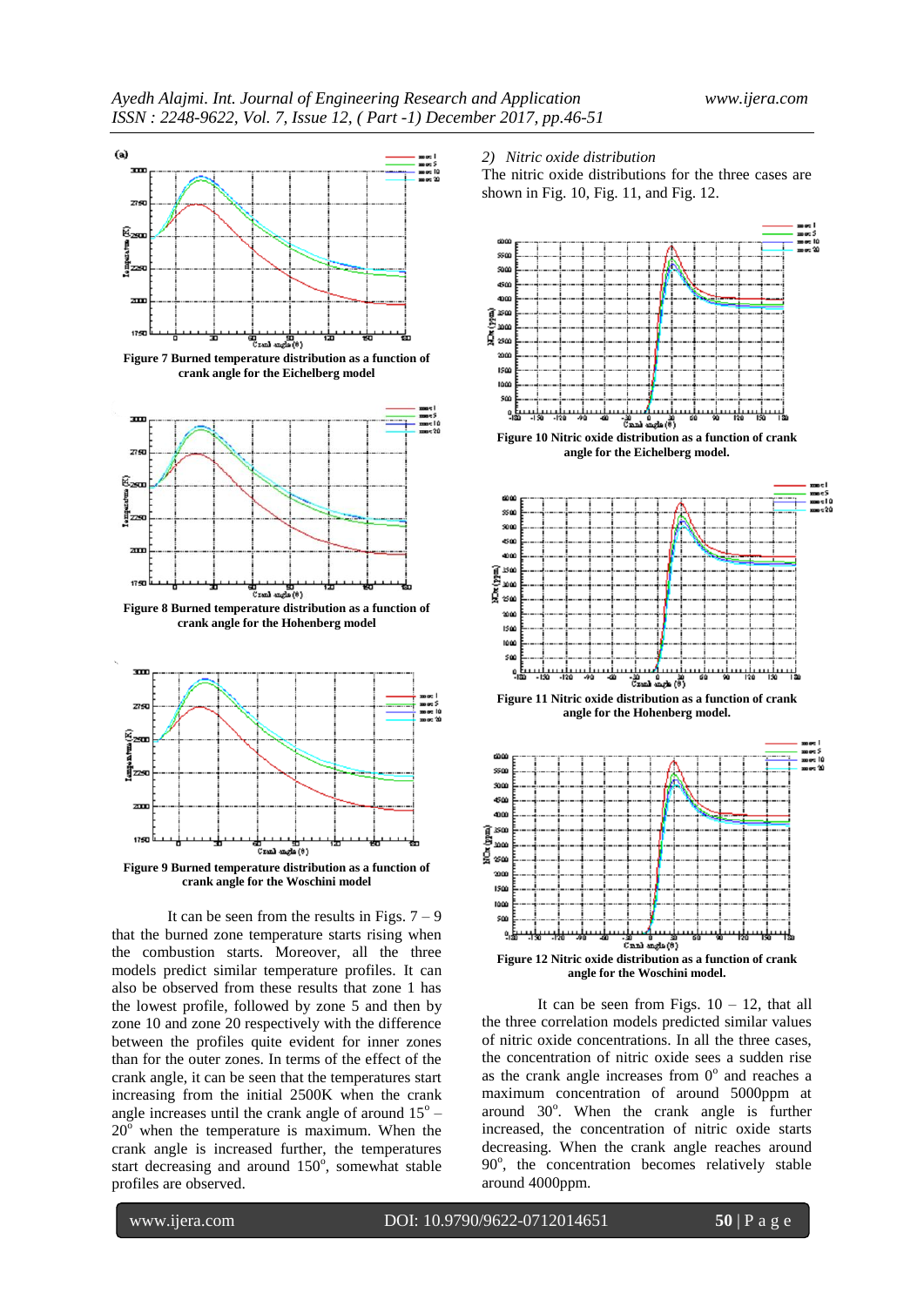**Figure 7 Burned temperature distribution as a function of crank angle for the Eichelberg model**

**Figure 8 Burned temperature distribution as a function of crank angle for the Hohenberg model**

**Figure 9 Burned temperature distribution as a function of crank angle for the Woschini model**

It can be seen from the results in Figs. 7 – 9 that the burned zone temperature starts rising when the combustion starts. Moreover, all the three models predict similar temperature profiles. It can also be observed from these results that zone 1 has the lowest profile, followed by zone 5 and then by zone 10 and zone 20 respectively with the difference between the profiles quite evident for inner zones than for the outer zones. In terms of the effect of the crank angle, it can be seen that the temperatures start increasing from the initial 2500K when the crank angle increases until the crank angle of around $15^o$ – $20^o$ when the temperature is maximum. When the crank angle is increased further, the temperatures start decreasing and around $150^o$, somewhat stable profiles are observed.

*2) Nitric oxide distribution*

The nitric oxide distributions for the three cases are shown in Fig. 10, Fig. 11, and Fig. 12.

**Figure 10 Nitric oxide distribution as a function of crank angle for the Eichelberg model.**

**Figure 11 Nitric oxide distribution as a function of crank angle for the Hohenberg model.**

**Figure 12 Nitric oxide distribution as a function of crank angle for the Woschini model.**

It can be seen from Figs. 10 – 12, that all the three correlation models predicted similar values of nitric oxide concentrations. In all the three cases, the concentration of nitric oxide sees a sudden rise as the crank angle increases from $0^o$ and reaches a maximum concentration of around 5000ppm at around $30^o$. When the crank angle is further increased, the concentration of nitric oxide starts decreasing. When the crank angle reaches around $90^o$, the concentration becomes relatively stable around 4000ppm.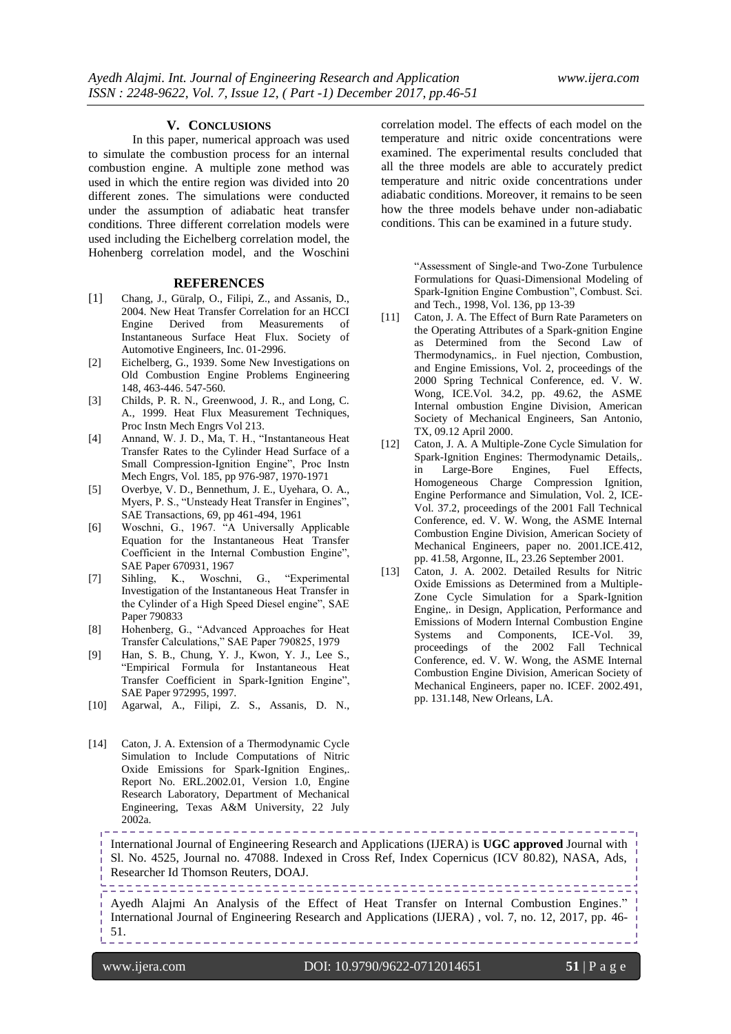## V. CONCLUSIONS

In this paper, numerical approach was used to simulate the combustion process for an internal combustion engine. A multiple zone method was used in which the entire region was divided into 20 different zones. The simulations were conducted under the assumption of adiabatic heat transfer conditions. Three different correlation models were used including the Eichelberg correlation model, the Hohenberg correlation model, and the Woschini correlation model. The effects of each model on the temperature and nitric oxide concentrations were examined. The experimental results concluded that all the three models are able to accurately predict temperature and nitric oxide concentrations under adiabatic conditions. Moreover, it remains to be seen how the three models behave under non-adiabatic conditions. This can be examined in a future study.

## REFERENCES

- [1] Chang, J., Güralp, O., Filipi, Z., and Assanis, D., 2004. New Heat Transfer Correlation for an HCCI Engine Derived from Measurements of Instantaneous Surface Heat Flux. Society of Automotive Engineers, Inc. 01-2996.
- [2] Eichelberg, G., 1939. Some New Investigations on Old Combustion Engine Problems Engineering 148, 463-446. 547-560.
- [3] Childs, P. R. N., Greenwood, J. R., and Long, C. A., 1999. Heat Flux Measurement Techniques, Proc Instn Mech Engrs Vol 213.
- [4] Annand, W. J. D., Ma, T. H., "Instantaneous Heat Transfer Rates to the Cylinder Head Surface of a Small Compression-Ignition Engine", Proc Instn Mech Engrs, Vol. 185, pp 976-987, 1970-1971
- [5] Overbye, V. D., Bennethum, J. E., Uyehara, O. A., Myers, P. S., "Unsteady Heat Transfer in Engines", SAE Transactions, 69, pp 461-494, 1961
- [6] Woschni, G., 1967. "A Universally Applicable Equation for the Instantaneous Heat Transfer Coefficient in the Internal Combustion Engine", SAE Paper 670931, 1967
- [7] Sihling, K., Woschni, G., "Experimental Investigation of the Instantaneous Heat Transfer in the Cylinder of a High Speed Diesel engine", SAE Paper 790833
- [8] Hohenberg, G., "Advanced Approaches for Heat Transfer Calculations," SAE Paper 790825, 1979
- [9] Han, S. B., Chung, Y. J., Kwon, Y. J., Lee S., "Empirical Formula for Instantaneous Heat Transfer Coefficient in Spark-Ignition Engine", SAE Paper 972995, 1997.
- [10] Agarwal, A., Filipi, Z. S., Assanis, D. N., "Assessment of Single-and Two-Zone Turbulence Formulations for Quasi-Dimensional Modeling of Spark-Ignition Engine Combustion", Combust. Sci. and Tech., 1998, Vol. 136, pp 13-39
- [11] Caton, J. A. The Effect of Burn Rate Parameters on the Operating Attributes of a Spark-gnition Engine as Determined from the Second Law of Thermodynamics,. in Fuel njection, Combustion, and Engine Emissions, Vol. 2, proceedings of the 2000 Spring Technical Conference, ed. V. W. Wong, ICE.Vol. 34.2, pp. 49.62, the ASME Internal ombustion Engine Division, American Society of Mechanical Engineers, San Antonio, TX, 09.12 April 2000.
- [12] Caton, J. A. A Multiple-Zone Cycle Simulation for Spark-Ignition Engines: Thermodynamic Details,. in Large-Bore Engines, Fuel Effects, Homogeneous Charge Compression Ignition, Engine Performance and Simulation, Vol. 2, ICE-Vol. 37.2, proceedings of the 2001 Fall Technical Conference, ed. V. W. Wong, the ASME Internal Combustion Engine Division, American Society of Mechanical Engineers, paper no. 2001.ICE.412, pp. 41.58, Argonne, IL, 23.26 September 2001.
- [13] Caton, J. A. 2002. Detailed Results for Nitric Oxide Emissions as Determined from a Multiple-Zone Cycle Simulation for a Spark-Ignition Engine,. in Design, Application, Performance and Emissions of Modern Internal Combustion Engine Systems and Components, ICE-Vol. 39, proceedings of the 2002 Fall Technical Conference, ed. V. W. Wong, the ASME Internal Combustion Engine Division, American Society of Mechanical Engineers, paper no. ICEF. 2002.491, pp. 131.148, New Orleans, LA.
- [14] Caton, J. A. Extension of a Thermodynamic Cycle Simulation to Include Computations of Nitric Oxide Emissions for Spark-Ignition Engines,. Report No. ERL.2002.01, Version 1.0, Engine Research Laboratory, Department of Mechanical Engineering, Texas A&M University, 22 July 2002a.

International Journal of Engineering Research and Applications (IJERA) is **UGC approved** Journal with Sl. No. 4525, Journal no. 47088. Indexed in Cross Ref, Index Copernicus (ICV 80.82), NASA, Ads, Researcher Id Thomson Reuters, DOAJ.

Ayedh Alajmi An Analysis of the Effect of Heat Transfer on Internal Combustion Engines." International Journal of Engineering Research and Applications (IJERA) , vol. 7, no. 12, 2017, pp. 46-51.